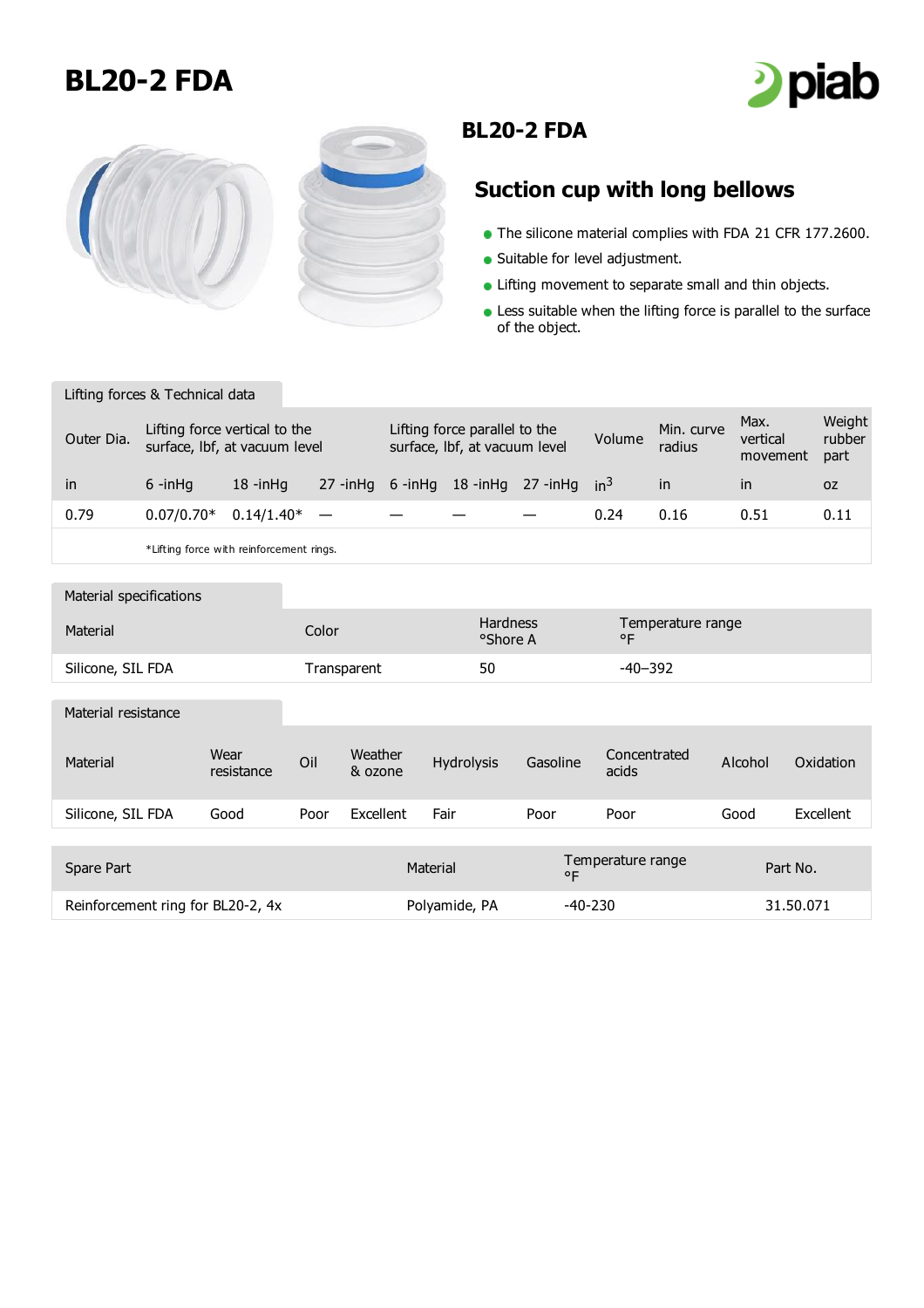# BL20-2 FDA

## BL20-2 FDA

### Suction cup with long bellows

- The silicone material complies with FDA 21 CFR 177.2600.
- Suitable for level adjustment.
- Lifting movement to separate small and thin objects.
- Less suitable when the lifting force is parallel to the surface of the object.

**Lifting forces & Technical data**

| Outer Dia. | Lifting force vertical to the surface, lbf, at vacuum level | | | Lifting force parallel to the surface, lbf, at vacuum level | | | Volume | Min. curve radius | Max. vertical movement | Weight rubber part |
|---|---|---|---|---|---|---|---|---|---|---|
| in | 6 -inHg | 18 -inHg | 27 -inHg | 6 -inHg | 18 -inHg | 27 -inHg | $in^3$ | in | in | oz |
| 0.79 | 0.07/0.70* | 0.14/1.40* | — | — | — | — | 0.24 | 0.16 | 0.51 | 0.11 |

*Lifting force with reinforcement rings.

**Material specifications**

| Material | Color | Hardness °Shore A | Temperature range °F |
|---|---|---|---|
| Silicone, SIL FDA | Transparent | 50 | -40–392 |

**Material resistance**

| Material | Wear resistance | Oil | Weather & ozone | Hydrolysis | Gasoline | Concentrated acids | Alcohol | Oxidation |
|---|---|---|---|---|---|---|---|---|
| Silicone, SIL FDA | Good | Poor | Excellent | Fair | Poor | Poor | Good | Excellent |

| Spare Part | Material | Temperature range °F | Part No. |
|---|---|---|---|
| Reinforcement ring for BL20-2, 4x | Polyamide, PA | -40-230 | 31.50.071 |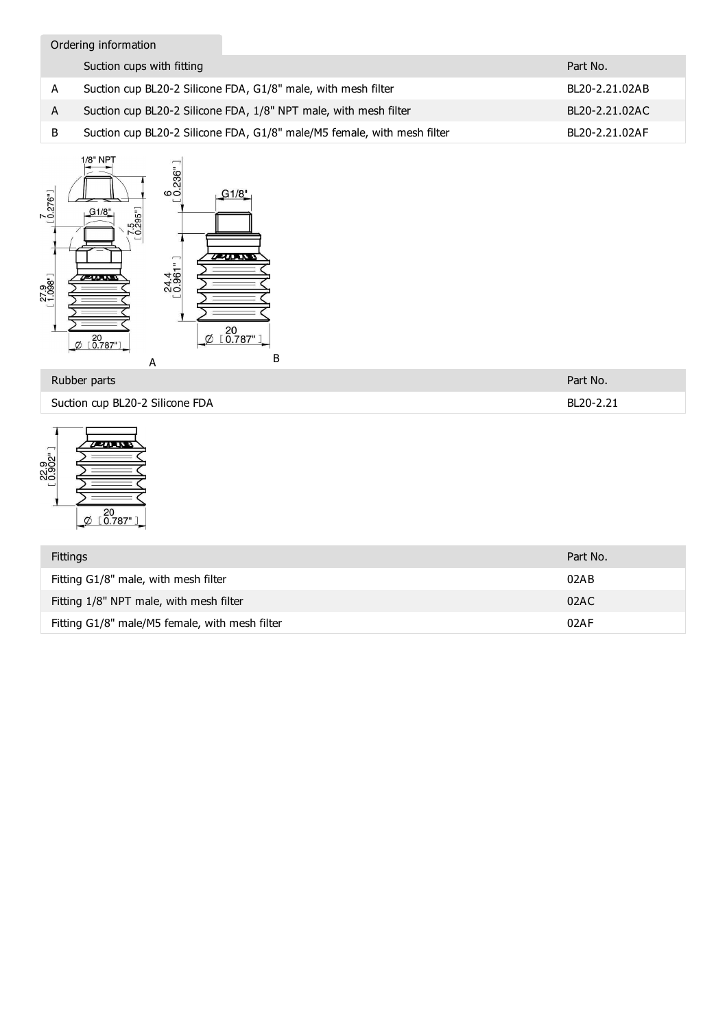## Ordering information

| | Suction cups with fitting | Part No. |
|---|---|---|
| A | Suction cup BL20-2 Silicone FDA, G1/8" male, with mesh filter | BL20-2.21.02AB |
| A | Suction cup BL20-2 Silicone FDA, 1/8" NPT male, with mesh filter | BL20-2.21.02AC |
| B | Suction cup BL20-2 Silicone FDA, G1/8" male/M5 female, with mesh filter | BL20-2.21.02AF |

1/8" NPT
7 [0.276"]
G1/8"
7.5 [0.295"]
27.9 [1.098"]
Ø 20 [0.787"]
A

6 [0.236"]
G1/8"
24.4 [0.961"]
Ø 20 [0.787"]
B

| Rubber parts | Part No. |
|---|---|
| Suction cup BL20-2 Silicone FDA | BL20-2.21 |

22.9 [0.902"]
Ø 20 [0.787"]

| Fittings | Part No. |
|---|---|
| Fitting G1/8" male, with mesh filter | 02AB |
| Fitting 1/8" NPT male, with mesh filter | 02AC |
| Fitting G1/8" male/M5 female, with mesh filter | 02AF |